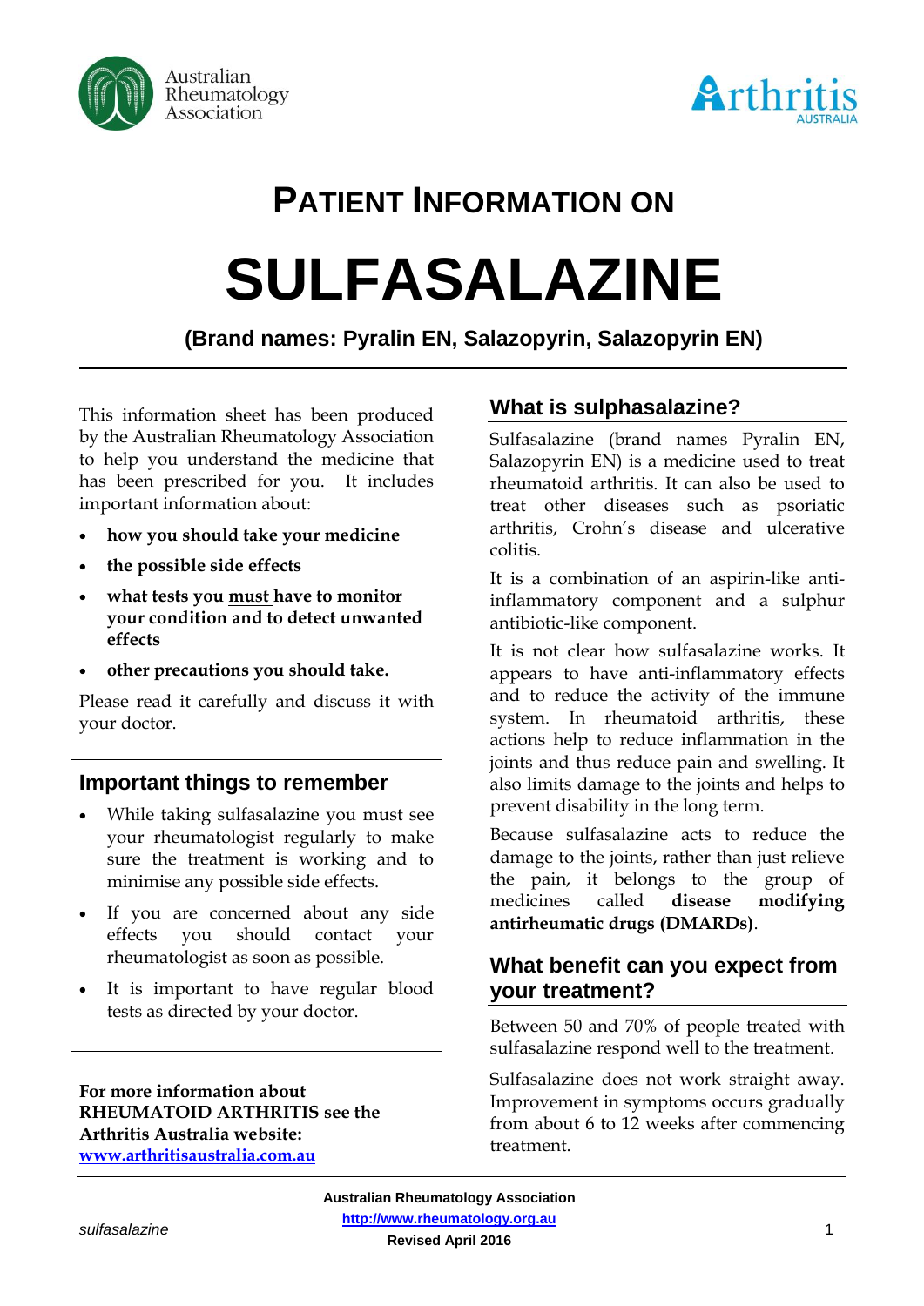Australian Rheumatology Association

Arthritis AUSTRALIA

# PATIENT INFORMATION ON

# SULFASALAZINE

**(Brand names: Pyralin EN, Salazopyrin, Salazopyrin EN)**

This information sheet has been produced by the Australian Rheumatology Association to help you understand the medicine that has been prescribed for you. It includes important information about:

- **how you should take your medicine**
- **the possible side effects**
- **what tests you <u>must</u> have to monitor your condition and to detect unwanted effects**
- **other precautions you should take.**

Please read it carefully and discuss it with your doctor.

## Important things to remember

- While taking sulfasalazine you must see your rheumatologist regularly to make sure the treatment is working and to minimise any possible side effects.
- If you are concerned about any side effects you should contact your rheumatologist as soon as possible.
- It is important to have regular blood tests as directed by your doctor.

**For more information about RHEUMATOID ARTHRITIS see the Arthritis Australia website: [www.arthritisaustralia.com.au](http://www.arthritisaustralia.com.au)**

## What is sulphasalazine?

Sulfasalazine (brand names Pyralin EN, Salazopyrin EN) is a medicine used to treat rheumatoid arthritis. It can also be used to treat other diseases such as psoriatic arthritis, Crohn's disease and ulcerative colitis.

It is a combination of an aspirin-like anti-inflammatory component and a sulphur antibiotic-like component.

It is not clear how sulfasalazine works. It appears to have anti-inflammatory effects and to reduce the activity of the immune system. In rheumatoid arthritis, these actions help to reduce inflammation in the joints and thus reduce pain and swelling. It also limits damage to the joints and helps to prevent disability in the long term.

Because sulfasalazine acts to reduce the damage to the joints, rather than just relieve the pain, it belongs to the group of medicines called **disease modifying antirheumatic drugs (DMARDs)**.

## What benefit can you expect from your treatment?

Between 50 and 70% of people treated with sulfasalazine respond well to the treatment.

Sulfasalazine does not work straight away. Improvement in symptoms occurs gradually from about 6 to 12 weeks after commencing treatment.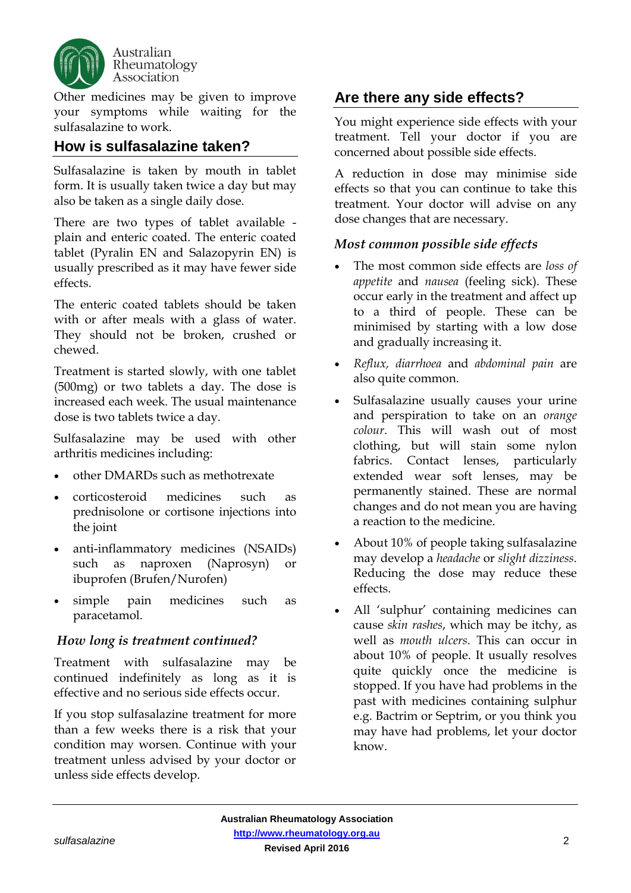Other medicines may be given to improve your symptoms while waiting for the sulfasalazine to work.

## How is sulfasalazine taken?

Sulfasalazine is taken by mouth in tablet form. It is usually taken twice a day but may also be taken as a single daily dose.

There are two types of tablet available - plain and enteric coated. The enteric coated tablet (Pyralin EN and Salazopyrin EN) is usually prescribed as it may have fewer side effects.

The enteric coated tablets should be taken with or after meals with a glass of water. They should not be broken, crushed or chewed.

Treatment is started slowly, with one tablet (500mg) or two tablets a day. The dose is increased each week. The usual maintenance dose is two tablets twice a day.

Sulfasalazine may be used with other arthritis medicines including:

- other DMARDs such as methotrexate
- corticosteroid medicines such as prednisolone or cortisone injections into the joint
- anti-inflammatory medicines (NSAIDs) such as naproxen (Naprosyn) or ibuprofen (Brufen/Nurofen)
- simple pain medicines such as paracetamol.

### *How long is treatment continued?*

Treatment with sulfasalazine may be continued indefinitely as long as it is effective and no serious side effects occur.

If you stop sulfasalazine treatment for more than a few weeks there is a risk that your condition may worsen. Continue with your treatment unless advised by your doctor or unless side effects develop.

## Are there any side effects?

You might experience side effects with your treatment. Tell your doctor if you are concerned about possible side effects.

A reduction in dose may minimise side effects so that you can continue to take this treatment. Your doctor will advise on any dose changes that are necessary.

### *Most common possible side effects*

- The most common side effects are *loss of appetite* and *nausea* (feeling sick). These occur early in the treatment and affect up to a third of people. These can be minimised by starting with a low dose and gradually increasing it.
- *Reflux, diarrhoea* and *abdominal pain* are also quite common.
- Sulfasalazine usually causes your urine and perspiration to take on an *orange colour*. This will wash out of most clothing, but will stain some nylon fabrics. Contact lenses, particularly extended wear soft lenses, may be permanently stained. These are normal changes and do not mean you are having a reaction to the medicine.
- About 10% of people taking sulfasalazine may develop a *headache* or *slight dizziness*. Reducing the dose may reduce these effects.
- All 'sulphur' containing medicines can cause *skin rashes*, which may be itchy, as well as *mouth ulcers*. This can occur in about 10% of people. It usually resolves quite quickly once the medicine is stopped. If you have had problems in the past with medicines containing sulphur e.g. Bactrim or Septrim, or you think you may have had problems, let your doctor know.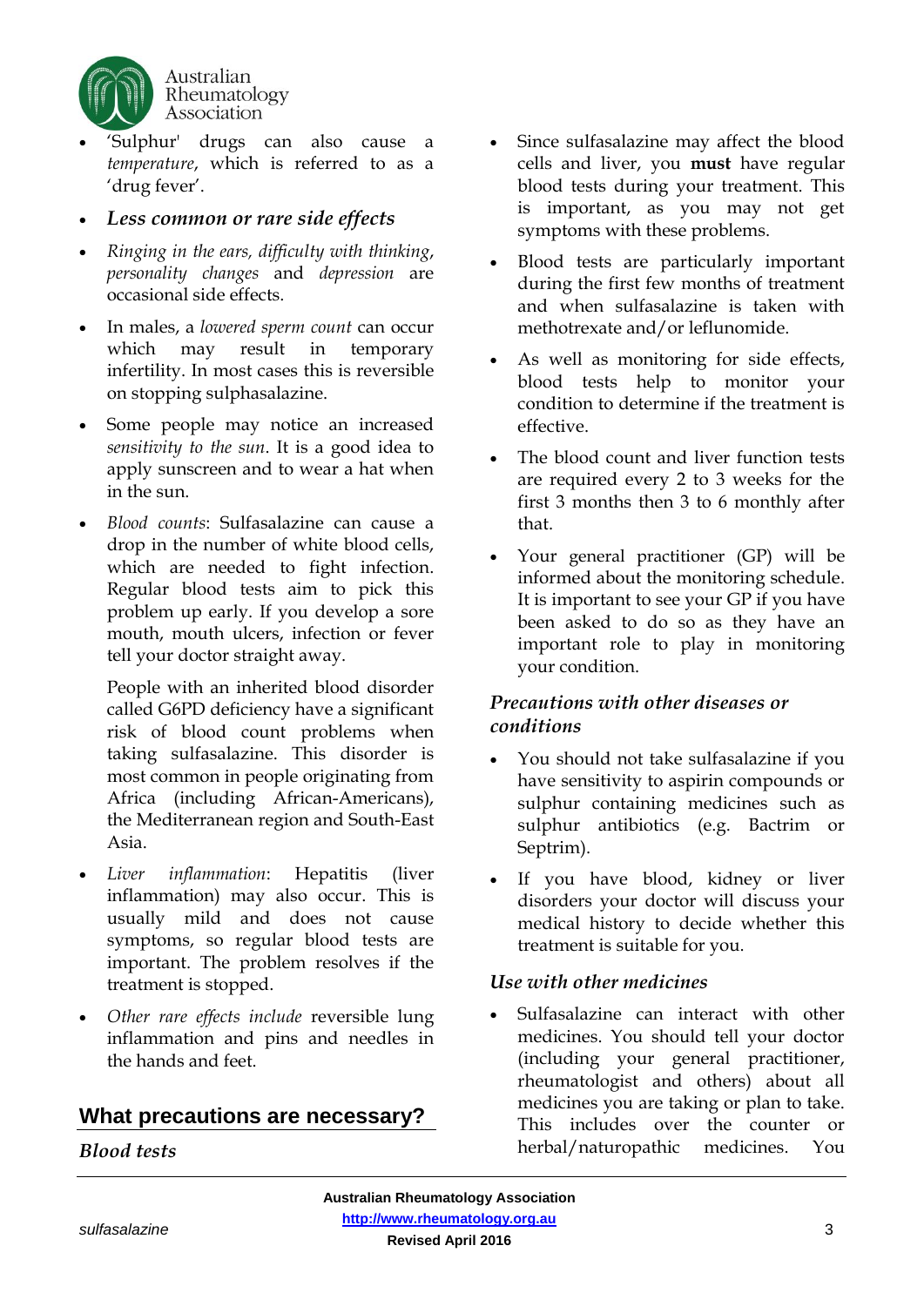- 'Sulphur' drugs can also cause a *temperature*, which is referred to as a 'drug fever'.
- ***Less common or rare side effects***
- *Ringing in the ears, difficulty with thinking*, *personality changes* and *depression* are occasional side effects.
- In males, a *lowered sperm count* can occur which may result in temporary infertility. In most cases this is reversible on stopping sulphasalazine.
- Some people may notice an increased *sensitivity to the sun*. It is a good idea to apply sunscreen and to wear a hat when in the sun.
- *Blood counts*: Sulfasalazine can cause a drop in the number of white blood cells, which are needed to fight infection. Regular blood tests aim to pick this problem up early. If you develop a sore mouth, mouth ulcers, infection or fever tell your doctor straight away.

  People with an inherited blood disorder called G6PD deficiency have a significant risk of blood count problems when taking sulfasalazine. This disorder is most common in people originating from Africa (including African-Americans), the Mediterranean region and South-East Asia.
- *Liver inflammation*: Hepatitis (liver inflammation) may also occur. This is usually mild and does not cause symptoms, so regular blood tests are important. The problem resolves if the treatment is stopped.
- *Other rare effects include* reversible lung inflammation and pins and needles in the hands and feet.

## What precautions are necessary?

### *Blood tests*

- Since sulfasalazine may affect the blood cells and liver, you **must** have regular blood tests during your treatment. This is important, as you may not get symptoms with these problems.
- Blood tests are particularly important during the first few months of treatment and when sulfasalazine is taken with methotrexate and/or leflunomide.
- As well as monitoring for side effects, blood tests help to monitor your condition to determine if the treatment is effective.
- The blood count and liver function tests are required every 2 to 3 weeks for the first 3 months then 3 to 6 monthly after that.
- Your general practitioner (GP) will be informed about the monitoring schedule. It is important to see your GP if you have been asked to do so as they have an important role to play in monitoring your condition.

### *Precautions with other diseases or conditions*

- You should not take sulfasalazine if you have sensitivity to aspirin compounds or sulphur containing medicines such as sulphur antibiotics (e.g. Bactrim or Septrim).
- If you have blood, kidney or liver disorders your doctor will discuss your medical history to decide whether this treatment is suitable for you.

### *Use with other medicines*

- Sulfasalazine can interact with other medicines. You should tell your doctor (including your general practitioner, rheumatologist and others) about all medicines you are taking or plan to take. This includes over the counter or herbal/naturopathic medicines. You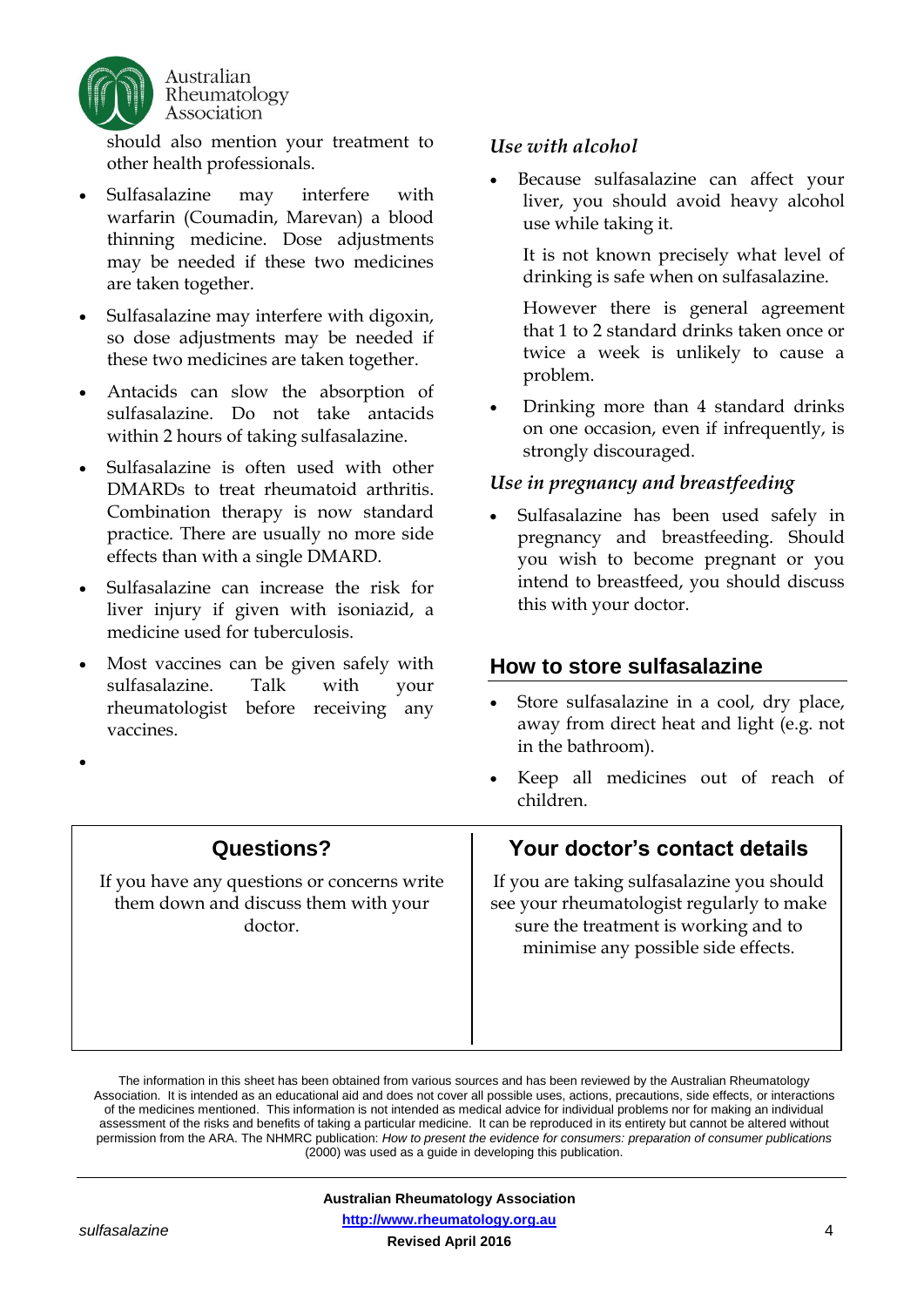should also mention your treatment to other health professionals.

- Sulfasalazine may interfere with warfarin (Coumadin, Marevan) a blood thinning medicine. Dose adjustments may be needed if these two medicines are taken together.
- Sulfasalazine may interfere with digoxin, so dose adjustments may be needed if these two medicines are taken together.
- Antacids can slow the absorption of sulfasalazine. Do not take antacids within 2 hours of taking sulfasalazine.
- Sulfasalazine is often used with other DMARDs to treat rheumatoid arthritis. Combination therapy is now standard practice. There are usually no more side effects than with a single DMARD.
- Sulfasalazine can increase the risk for liver injury if given with isoniazid, a medicine used for tuberculosis.
- Most vaccines can be given safely with sulfasalazine. Talk with your rheumatologist before receiving any vaccines.

### *Use with alcohol*

- Because sulfasalazine can affect your liver, you should avoid heavy alcohol use while taking it.

  It is not known precisely what level of drinking is safe when on sulfasalazine.

  However there is general agreement that 1 to 2 standard drinks taken once or twice a week is unlikely to cause a problem.

- Drinking more than 4 standard drinks on one occasion, even if infrequently, is strongly discouraged.

### *Use in pregnancy and breastfeeding*

- Sulfasalazine has been used safely in pregnancy and breastfeeding. Should you wish to become pregnant or you intend to breastfeed, you should discuss this with your doctor.

## How to store sulfasalazine

- Store sulfasalazine in a cool, dry place, away from direct heat and light (e.g. not in the bathroom).
- Keep all medicines out of reach of children.

## Questions?

If you have any questions or concerns write them down and discuss them with your doctor.

## Your doctor's contact details

If you are taking sulfasalazine you should see your rheumatologist regularly to make sure the treatment is working and to minimise any possible side effects.

The information in this sheet has been obtained from various sources and has been reviewed by the Australian Rheumatology Association. It is intended as an educational aid and does not cover all possible uses, actions, precautions, side effects, or interactions of the medicines mentioned. This information is not intended as medical advice for individual problems nor for making an individual assessment of the risks and benefits of taking a particular medicine. It can be reproduced in its entirety but cannot be altered without permission from the ARA. The NHMRC publication: *How to present the evidence for consumers: preparation of consumer publications* (2000) was used as a guide in developing this publication.

**Australian Rheumatology Association**
**http://www.rheumatology.org.au**
**Revised April 2016**